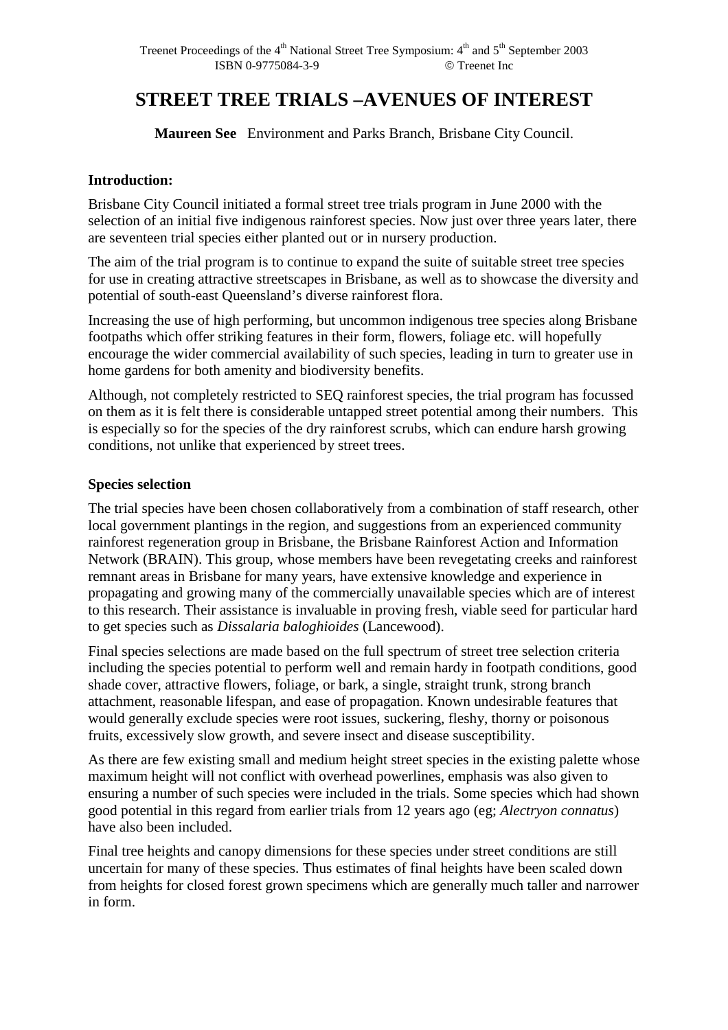Treenet Proceedings of the 4th National Street Tree Symposium: 4th and 5th September 2003
ISBN 0-9775084-3-9 © Treenet Inc

# STREET TREE TRIALS –AVENUES OF INTEREST

**Maureen See** Environment and Parks Branch, Brisbane City Council.

### Introduction:

Brisbane City Council initiated a formal street tree trials program in June 2000 with the selection of an initial five indigenous rainforest species. Now just over three years later, there are seventeen trial species either planted out or in nursery production.

The aim of the trial program is to continue to expand the suite of suitable street tree species for use in creating attractive streetscapes in Brisbane, as well as to showcase the diversity and potential of south-east Queensland's diverse rainforest flora.

Increasing the use of high performing, but uncommon indigenous tree species along Brisbane footpaths which offer striking features in their form, flowers, foliage etc. will hopefully encourage the wider commercial availability of such species, leading in turn to greater use in home gardens for both amenity and biodiversity benefits.

Although, not completely restricted to SEQ rainforest species, the trial program has focussed on them as it is felt there is considerable untapped street potential among their numbers. This is especially so for the species of the dry rainforest scrubs, which can endure harsh growing conditions, not unlike that experienced by street trees.

### Species selection

The trial species have been chosen collaboratively from a combination of staff research, other local government plantings in the region, and suggestions from an experienced community rainforest regeneration group in Brisbane, the Brisbane Rainforest Action and Information Network (BRAIN). This group, whose members have been revegetating creeks and rainforest remnant areas in Brisbane for many years, have extensive knowledge and experience in propagating and growing many of the commercially unavailable species which are of interest to this research. Their assistance is invaluable in proving fresh, viable seed for particular hard to get species such as *Dissalaria baloghioides* (Lancewood).

Final species selections are made based on the full spectrum of street tree selection criteria including the species potential to perform well and remain hardy in footpath conditions, good shade cover, attractive flowers, foliage, or bark, a single, straight trunk, strong branch attachment, reasonable lifespan, and ease of propagation. Known undesirable features that would generally exclude species were root issues, suckering, fleshy, thorny or poisonous fruits, excessively slow growth, and severe insect and disease susceptibility.

As there are few existing small and medium height street species in the existing palette whose maximum height will not conflict with overhead powerlines, emphasis was also given to ensuring a number of such species were included in the trials. Some species which had shown good potential in this regard from earlier trials from 12 years ago (eg; *Alectryon connatus*) have also been included.

Final tree heights and canopy dimensions for these species under street conditions are still uncertain for many of these species. Thus estimates of final heights have been scaled down from heights for closed forest grown specimens which are generally much taller and narrower in form.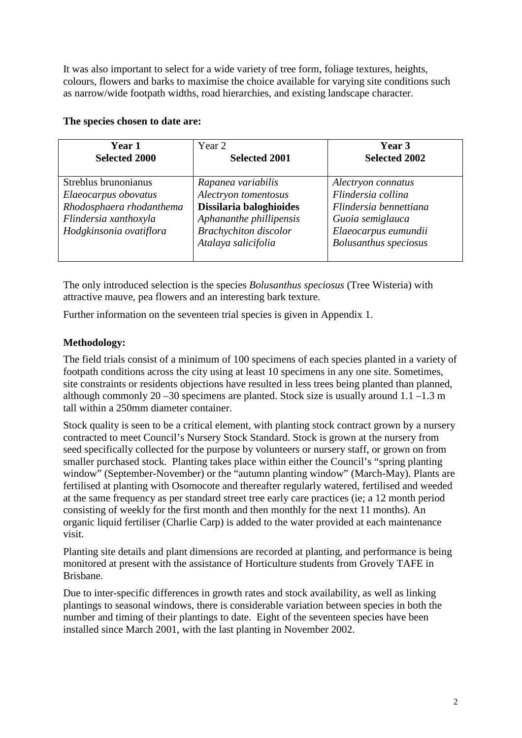It was also important to select for a wide variety of tree form, foliage textures, heights, colours, flowers and barks to maximise the choice available for varying site conditions such as narrow/wide footpath widths, road hierarchies, and existing landscape character.

**The species chosen to date are:**

| **Year 1**<br>**Selected 2000** | Year 2<br>**Selected 2001** | **Year 3**<br>**Selected 2002** |
|---|---|---|
| Streblus brunonianus<br>*Elaeocarpus obovatus*<br>*Rhodosphaera rhodanthema*<br>*Flindersia xanthoxyla*<br>*Hodgkinsonia ovatiflora* | *Rapanea variabilis*<br>*Alectryon tomentosus*<br>**Dissilaria baloghioides**<br>*Aphananthe phillipensis*<br>*Brachychiton discolor*<br>*Atalaya salicifolia* | *Alectryon connatus*<br>*Flindersia collina*<br>*Flindersia bennettiana*<br>*Guoia semiglauca*<br>*Elaeocarpus eumundii*<br>*Bolusanthus speciosus* |

The only introduced selection is the species *Bolusanthus speciosus* (Tree Wisteria) with attractive mauve, pea flowers and an interesting bark texture.

Further information on the seventeen trial species is given in Appendix 1.

**Methodology:**

The field trials consist of a minimum of 100 specimens of each species planted in a variety of footpath conditions across the city using at least 10 specimens in any one site. Sometimes, site constraints or residents objections have resulted in less trees being planted than planned, although commonly 20 –30 specimens are planted. Stock size is usually around 1.1 –1.3 m tall within a 250mm diameter container.

Stock quality is seen to be a critical element, with planting stock contract grown by a nursery contracted to meet Council's Nursery Stock Standard. Stock is grown at the nursery from seed specifically collected for the purpose by volunteers or nursery staff, or grown on from smaller purchased stock. Planting takes place within either the Council's "spring planting window" (September-November) or the "autumn planting window" (March-May). Plants are fertilised at planting with Osomocote and thereafter regularly watered, fertilised and weeded at the same frequency as per standard street tree early care practices (ie; a 12 month period consisting of weekly for the first month and then monthly for the next 11 months). An organic liquid fertiliser (Charlie Carp) is added to the water provided at each maintenance visit.

Planting site details and plant dimensions are recorded at planting, and performance is being monitored at present with the assistance of Horticulture students from Grovely TAFE in Brisbane.

Due to inter-specific differences in growth rates and stock availability, as well as linking plantings to seasonal windows, there is considerable variation between species in both the number and timing of their plantings to date. Eight of the seventeen species have been installed since March 2001, with the last planting in November 2002.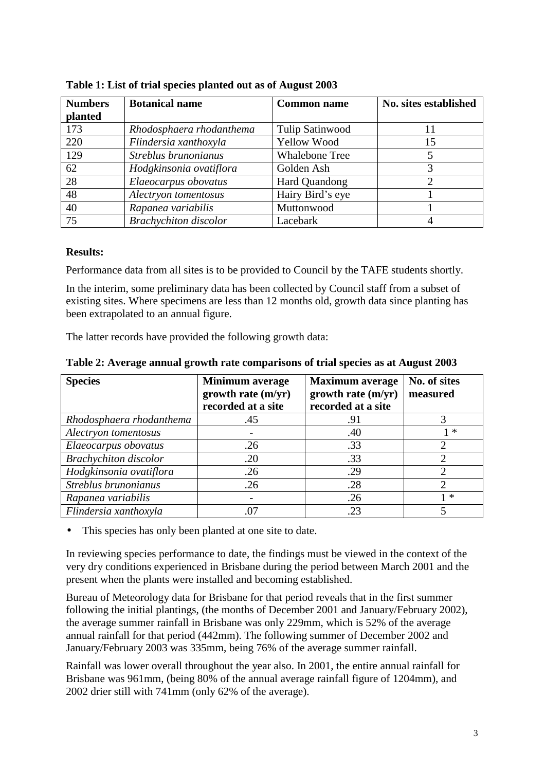**Table 1: List of trial species planted out as of August 2003**

| Numbers planted | Botanical name | Common name | No. sites established |
|---|---|---|---|
| 173 | *Rhodosphaera rhodanthema* | Tulip Satinwood | 11 |
| 220 | *Flindersia xanthoxyla* | Yellow Wood | 15 |
| 129 | *Streblus brunonianus* | Whalebone Tree | 5 |
| 62 | *Hodgkinsonia ovatiflora* | Golden Ash | 3 |
| 28 | *Elaeocarpus obovatus* | Hard Quandong | 2 |
| 48 | *Alectryon tomentosus* | Hairy Bird's eye | 1 |
| 40 | *Rapanea variabilis* | Muttonwood | 1 |
| 75 | *Brachychiton discolor* | Lacebark | 4 |

**Results:**

Performance data from all sites is to be provided to Council by the TAFE students shortly.

In the interim, some preliminary data has been collected by Council staff from a subset of existing sites. Where specimens are less than 12 months old, growth data since planting has been extrapolated to an annual figure.

The latter records have provided the following growth data:

**Table 2: Average annual growth rate comparisons of trial species as at August 2003**

| Species | Minimum average growth rate (m/yr) recorded at a site | Maximum average growth rate (m/yr) recorded at a site | No. of sites measured |
|---|---|---|---|
| *Rhodosphaera rhodanthema* | .45 | .91 | 3 |
| *Alectryon tomentosus* | - | .40 | 1 * |
| *Elaeocarpus obovatus* | .26 | .33 | 2 |
| *Brachychiton discolor* | .20 | .33 | 2 |
| *Hodgkinsonia ovatiflora* | .26 | .29 | 2 |
| *Streblus brunonianus* | .26 | .28 | 2 |
| *Rapanea variabilis* | - | .26 | 1 * |
| *Flindersia xanthoxyla* | .07 | .23 | 5 |

- This species has only been planted at one site to date.

In reviewing species performance to date, the findings must be viewed in the context of the very dry conditions experienced in Brisbane during the period between March 2001 and the present when the plants were installed and becoming established.

Bureau of Meteorology data for Brisbane for that period reveals that in the first summer following the initial plantings, (the months of December 2001 and January/February 2002), the average summer rainfall in Brisbane was only 229mm, which is 52% of the average annual rainfall for that period (442mm). The following summer of December 2002 and January/February 2003 was 335mm, being 76% of the average summer rainfall.

Rainfall was lower overall throughout the year also. In 2001, the entire annual rainfall for Brisbane was 961mm, (being 80% of the annual average rainfall figure of 1204mm), and 2002 drier still with 741mm (only 62% of the average).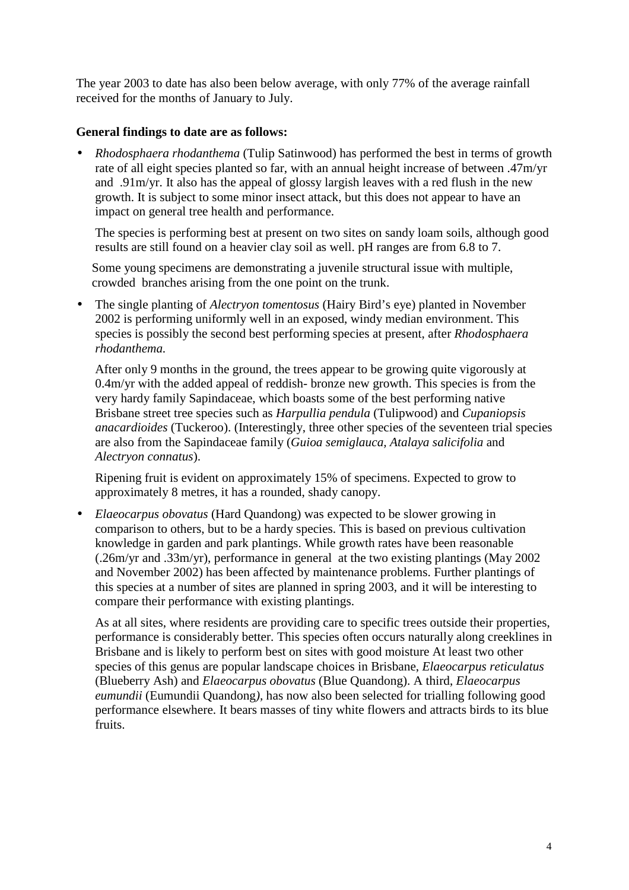The year 2003 to date has also been below average, with only 77% of the average rainfall received for the months of January to July.

**General findings to date are as follows:**

- *Rhodosphaera rhodanthema* (Tulip Satinwood) has performed the best in terms of growth rate of all eight species planted so far, with an annual height increase of between .47m/yr and .91m/yr. It also has the appeal of glossy largish leaves with a red flush in the new growth. It is subject to some minor insect attack, but this does not appear to have an impact on general tree health and performance.

  The species is performing best at present on two sites on sandy loam soils, although good results are still found on a heavier clay soil as well. pH ranges are from 6.8 to 7.

  Some young specimens are demonstrating a juvenile structural issue with multiple, crowded branches arising from the one point on the trunk.

- The single planting of *Alectryon tomentosus* (Hairy Bird's eye) planted in November 2002 is performing uniformly well in an exposed, windy median environment. This species is possibly the second best performing species at present, after *Rhodosphaera rhodanthema.*

  After only 9 months in the ground, the trees appear to be growing quite vigorously at 0.4m/yr with the added appeal of reddish- bronze new growth. This species is from the very hardy family Sapindaceae, which boasts some of the best performing native Brisbane street tree species such as *Harpullia pendula* (Tulipwood) and *Cupaniopsis anacardioides* (Tuckeroo). (Interestingly, three other species of the seventeen trial species are also from the Sapindaceae family (*Guioa semiglauca, Atalaya salicifolia* and *Alectryon connatus*).

  Ripening fruit is evident on approximately 15% of specimens. Expected to grow to approximately 8 metres, it has a rounded, shady canopy.

- *Elaeocarpus obovatus* (Hard Quandong) was expected to be slower growing in comparison to others, but to be a hardy species. This is based on previous cultivation knowledge in garden and park plantings. While growth rates have been reasonable (.26m/yr and .33m/yr), performance in general at the two existing plantings (May 2002 and November 2002) has been affected by maintenance problems. Further plantings of this species at a number of sites are planned in spring 2003, and it will be interesting to compare their performance with existing plantings.

  As at all sites, where residents are providing care to specific trees outside their properties, performance is considerably better. This species often occurs naturally along creeklines in Brisbane and is likely to perform best on sites with good moisture At least two other species of this genus are popular landscape choices in Brisbane, *Elaeocarpus reticulatus* (Blueberry Ash) and *Elaeocarpus obovatus* (Blue Quandong). A third, *Elaeocarpus eumundii* (Eumundii Quandong*)*, has now also been selected for trialling following good performance elsewhere. It bears masses of tiny white flowers and attracts birds to its blue fruits.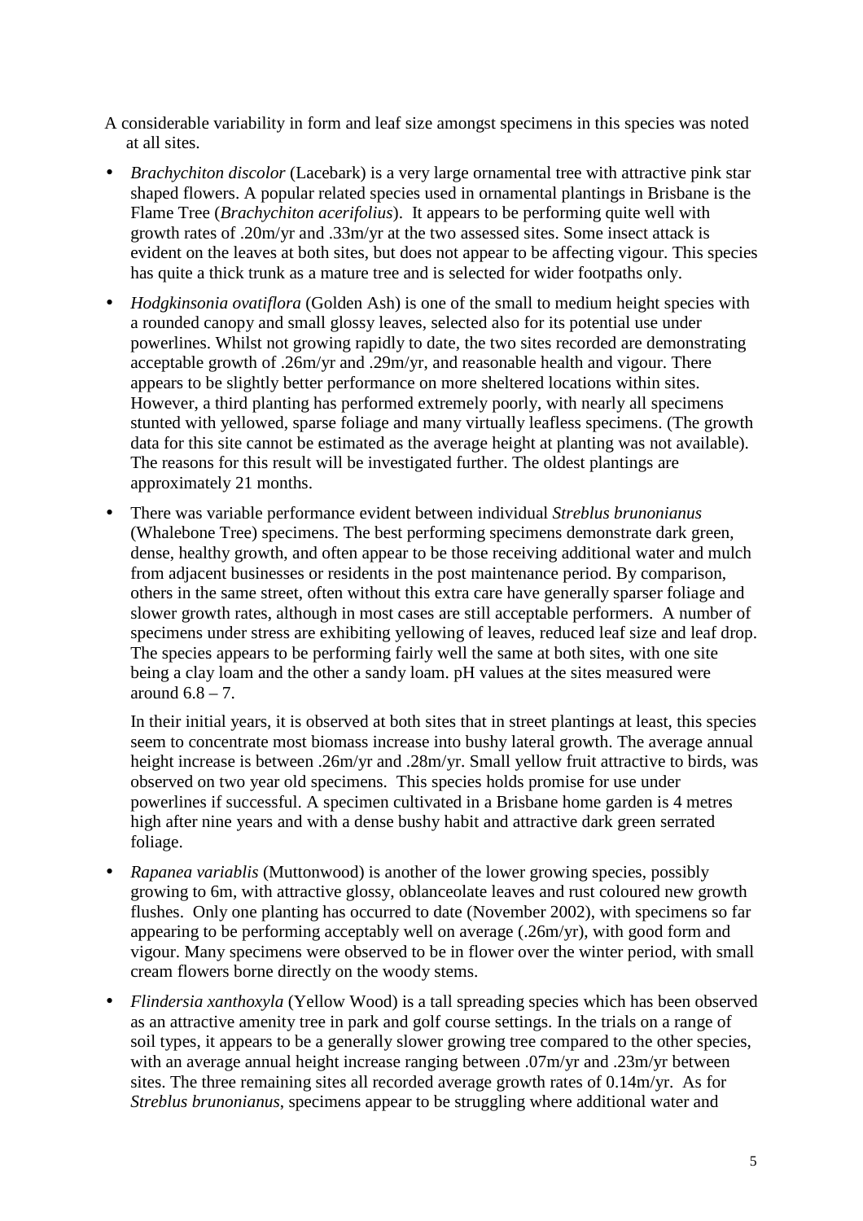A considerable variability in form and leaf size amongst specimens in this species was noted at all sites.

- *Brachychiton discolor* (Lacebark) is a very large ornamental tree with attractive pink star shaped flowers. A popular related species used in ornamental plantings in Brisbane is the Flame Tree (*Brachychiton acerifolius*). It appears to be performing quite well with growth rates of .20m/yr and .33m/yr at the two assessed sites. Some insect attack is evident on the leaves at both sites, but does not appear to be affecting vigour. This species has quite a thick trunk as a mature tree and is selected for wider footpaths only.

- *Hodgkinsonia ovatiflora* (Golden Ash) is one of the small to medium height species with a rounded canopy and small glossy leaves, selected also for its potential use under powerlines. Whilst not growing rapidly to date, the two sites recorded are demonstrating acceptable growth of .26m/yr and .29m/yr, and reasonable health and vigour. There appears to be slightly better performance on more sheltered locations within sites. However, a third planting has performed extremely poorly, with nearly all specimens stunted with yellowed, sparse foliage and many virtually leafless specimens. (The growth data for this site cannot be estimated as the average height at planting was not available). The reasons for this result will be investigated further. The oldest plantings are approximately 21 months.

- There was variable performance evident between individual *Streblus brunonianus* (Whalebone Tree) specimens. The best performing specimens demonstrate dark green, dense, healthy growth, and often appear to be those receiving additional water and mulch from adjacent businesses or residents in the post maintenance period. By comparison, others in the same street, often without this extra care have generally sparser foliage and slower growth rates, although in most cases are still acceptable performers. A number of specimens under stress are exhibiting yellowing of leaves, reduced leaf size and leaf drop. The species appears to be performing fairly well the same at both sites, with one site being a clay loam and the other a sandy loam. pH values at the sites measured were around 6.8 – 7.

  In their initial years, it is observed at both sites that in street plantings at least, this species seem to concentrate most biomass increase into bushy lateral growth. The average annual height increase is between .26m/yr and .28m/yr. Small yellow fruit attractive to birds, was observed on two year old specimens. This species holds promise for use under powerlines if successful. A specimen cultivated in a Brisbane home garden is 4 metres high after nine years and with a dense bushy habit and attractive dark green serrated foliage.

- *Rapanea variablis* (Muttonwood) is another of the lower growing species, possibly growing to 6m, with attractive glossy, oblanceolate leaves and rust coloured new growth flushes. Only one planting has occurred to date (November 2002), with specimens so far appearing to be performing acceptably well on average (.26m/yr), with good form and vigour. Many specimens were observed to be in flower over the winter period, with small cream flowers borne directly on the woody stems.

- *Flindersia xanthoxyla* (Yellow Wood) is a tall spreading species which has been observed as an attractive amenity tree in park and golf course settings. In the trials on a range of soil types, it appears to be a generally slower growing tree compared to the other species, with an average annual height increase ranging between .07m/yr and .23m/yr between sites. The three remaining sites all recorded average growth rates of 0.14m/yr. As for *Streblus brunonianus*, specimens appear to be struggling where additional water and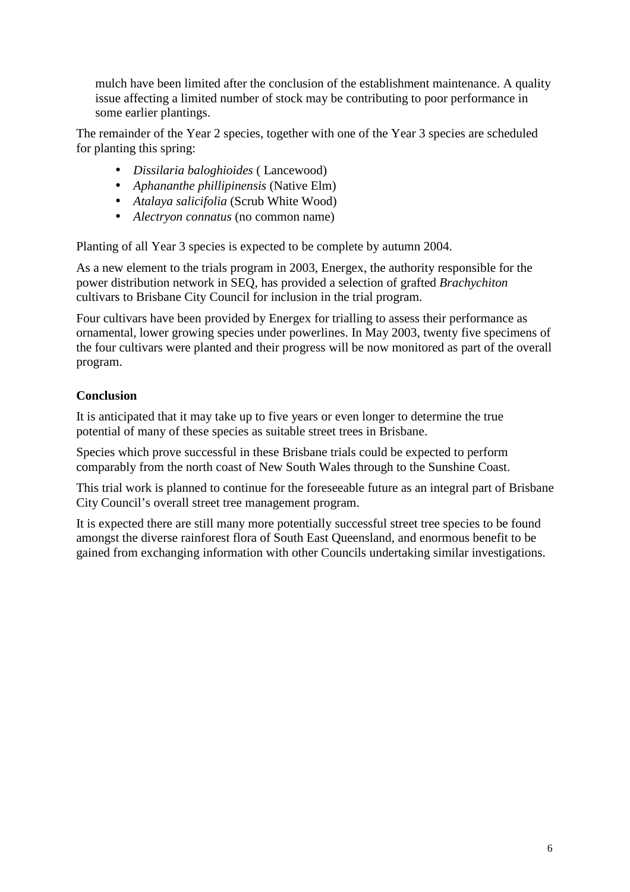mulch have been limited after the conclusion of the establishment maintenance. A quality issue affecting a limited number of stock may be contributing to poor performance in some earlier plantings.

The remainder of the Year 2 species, together with one of the Year 3 species are scheduled for planting this spring:

- *Dissilaria baloghioides* ( Lancewood)
- *Aphananthe phillipinensis* (Native Elm)
- *Atalaya salicifolia* (Scrub White Wood)
- *Alectryon connatus* (no common name)

Planting of all Year 3 species is expected to be complete by autumn 2004.

As a new element to the trials program in 2003, Energex, the authority responsible for the power distribution network in SEQ, has provided a selection of grafted *Brachychiton* cultivars to Brisbane City Council for inclusion in the trial program.

Four cultivars have been provided by Energex for trialling to assess their performance as ornamental, lower growing species under powerlines. In May 2003, twenty five specimens of the four cultivars were planted and their progress will be now monitored as part of the overall program.

**Conclusion**

It is anticipated that it may take up to five years or even longer to determine the true potential of many of these species as suitable street trees in Brisbane.

Species which prove successful in these Brisbane trials could be expected to perform comparably from the north coast of New South Wales through to the Sunshine Coast.

This trial work is planned to continue for the foreseeable future as an integral part of Brisbane City Council's overall street tree management program.

It is expected there are still many more potentially successful street tree species to be found amongst the diverse rainforest flora of South East Queensland, and enormous benefit to be gained from exchanging information with other Councils undertaking similar investigations.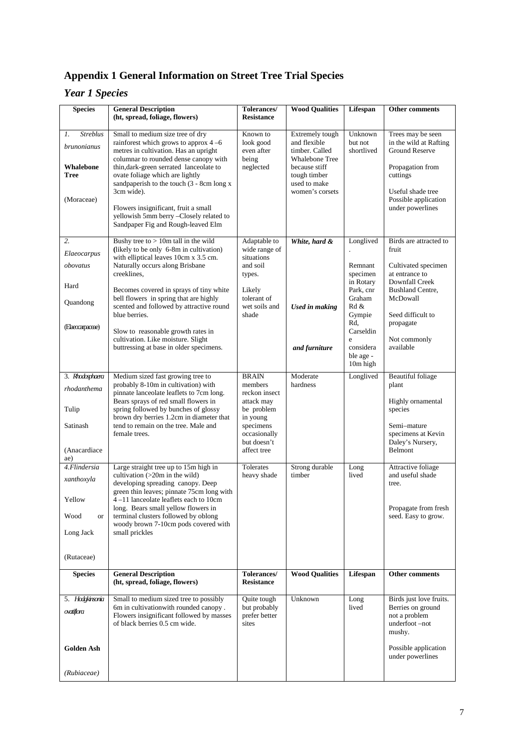# Appendix 1 General Information on Street Tree Trial Species

## *Year 1 Species*

| Species | General Description (ht, spread, foliage, flowers) | Tolerances/ Resistance | Wood Qualities | Lifespan | Other comments |
|---|---|---|---|---|---|
| 1. *Streblus brunonianus* **Whalebone Tree** (Moraceae) | Small to medium size tree of dry rainforest which grows to approx 4 –6 metres in cultivation. Has an upright columnar to rounded dense canopy with thin,dark-green serrated lanceolate to ovate foliage which are lightly sandpaperish to the touch (3 - 8cm long x 3cm wide). Flowers insignificant, fruit a small yellowish 5mm berry –Closely related to Sandpaper Fig and Rough-leaved Elm | Known to look good even after being neglected | Extremely tough and flexible timber. Called Whalebone Tree because stiff tough timber used to make women's corsets | Unknown but not shortlived | Trees may be seen in the wild at Rafting Ground Reserve Propagation from cuttings Useful shade tree Possible application under powerlines |
| 2. *Elaeocarpus obovatus* Hard Quandong (Elaeocarpaceae) | Bushy tree to > 10m tall in the wild (likely to be only 6-8m in cultivation) with elliptical leaves 10cm x 3.5 cm. Naturally occurs along Brisbane creeklines, Becomes covered in sprays of tiny white bell flowers in spring that are highly scented and followed by attractive round blue berries. Slow to reasonable growth rates in cultivation. Like moisture. Slight buttressing at base in older specimens. | Adaptable to wide range of situations and soil types. Likely tolerant of wet soils and shade | ***White, hard & Used in making and furniture*** | Longlived. Remnant specimen in Rotary Park, cnr Graham Rd & Gympie Rd, Carseldine considerable age - 10m high | Birds are attracted to fruit Cultivated specimen at entrance to Downfall Creek Bushland Centre, McDowall Seed difficult to propagate Not commonly available |
| 3. *Rhodosphaera rhodanthema* Tulip Satinash (Anacardiaceae) | Medium sized fast growing tree to probably 8-10m in cultivation) with pinnate lanceolate leaflets to 7cm long. Bears sprays of red small flowers in spring followed by bunches of glossy brown dry berries 1.2cm in diameter that tend to remain on the tree. Male and female trees. | BRAIN members reckon insect attack may be problem in young specimens occasionally but doesn't affect tree | Moderate hardness | Longlived | Beautiful foliage plant Highly ornamental species Semi–mature specimens at Kevin Daley's Nursery, Belmont |
| 4.*Flindersia xanthoxyla* Yellow Wood or Long Jack (Rutaceae) | Large straight tree up to 15m high in cultivation (>20m in the wild) developing spreading canopy. Deep green thin leaves; pinnate 75cm long with 4 –11 lanceolate leaflets each to 10cm long. Bears small yellow flowers in terminal clusters followed by oblong woody brown 7-10cm pods covered with small prickles | Tolerates heavy shade | Strong durable timber | Long lived | Attractive foliage and useful shade tree. Propagate from fresh seed. Easy to grow. |
| 5. *Hodgkinsonia ovatiflora* **Golden Ash** *(Rubiaceae)* | Small to medium sized tree to possibly 6m in cultivationwith rounded canopy . Flowers insignificant followed by masses of black berries 0.5 cm wide. | Quite tough but probably prefer better sites | Unknown | Long lived | Birds just love fruits. Berries on ground not a problem underfoot –not mushy. Possible application under powerlines |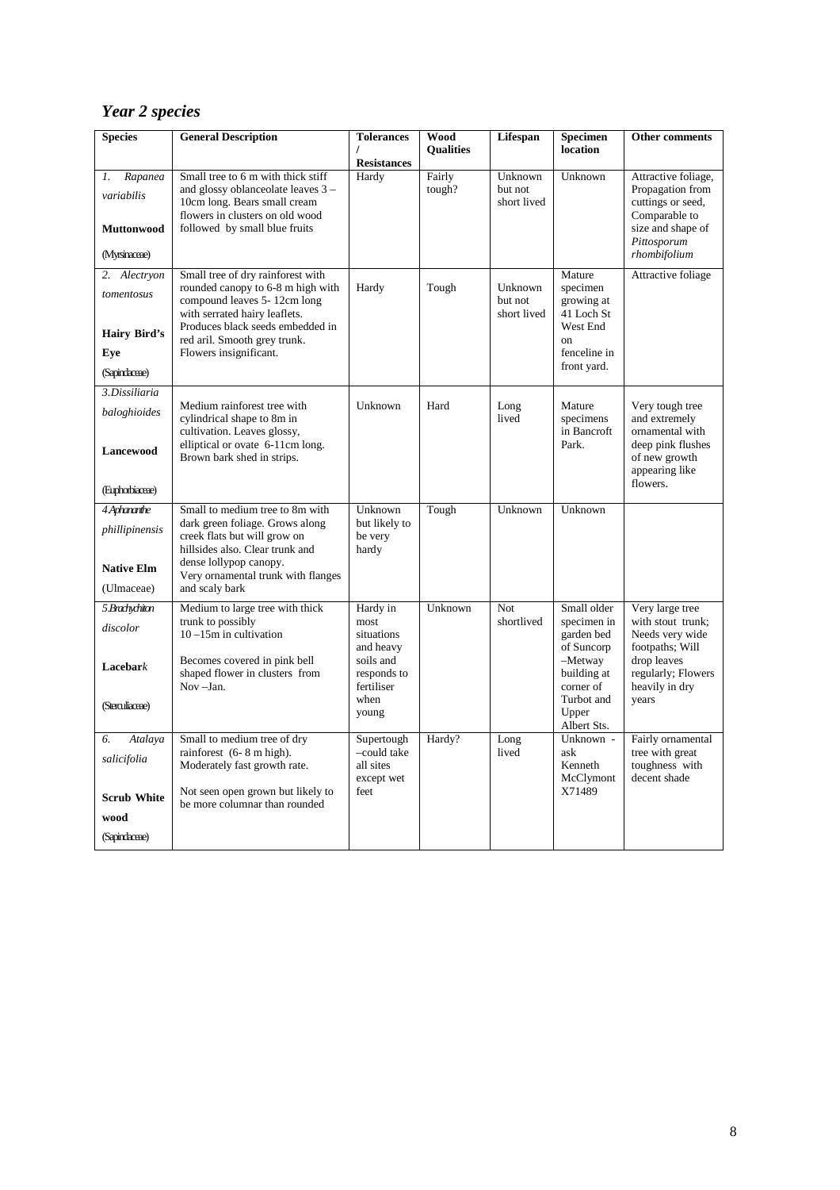## *Year 2 species*

| Species | General Description | Tolerances / Resistances | Wood Qualities | Lifespan | Specimen location | Other comments |
|---|---|---|---|---|---|---|
| 1. *Rapanea variabilis* **Muttonwood** (Myrsinaceae) | Small tree to 6 m with thick stiff and glossy oblanceolate leaves 3 – 10cm long. Bears small cream flowers in clusters on old wood followed by small blue fruits | Hardy | Fairly tough? | Unknown but not short lived | Unknown | Attractive foliage, Propagation from cuttings or seed, Comparable to size and shape of *Pittosporum rhombifolium* |
| 2. *Alectryon tomentosus* **Hairy Bird's Eye** (Sapindaceae) | Small tree of dry rainforest with rounded canopy to 6-8 m high with compound leaves 5- 12cm long with serrated hairy leaflets. Produces black seeds embedded in red aril. Smooth grey trunk. Flowers insignificant. | Hardy | Tough | Unknown but not short lived | Mature specimen growing at 41 Loch St West End on fenceline in front yard. | Attractive foliage |
| 3. *Dissiliaria baloghioides* **Lancewood** (Euphorbiaceae) | Medium rainforest tree with cylindrical shape to 8m in cultivation. Leaves glossy, elliptical or ovate 6-11cm long. Brown bark shed in strips. | Unknown | Hard | Long lived | Mature specimens in Bancroft Park. | Very tough tree and extremely ornamental with deep pink flushes of new growth appearing like flowers. |
| 4. *Aphananthe phillipinensis* **Native Elm** (Ulmaceae) | Small to medium tree to 8m with dark green foliage. Grows along creek flats but will grow on hillsides also. Clear trunk and dense lollypop canopy. Very ornamental trunk with flanges and scaly bark | Unknown but likely to be very hardy | Tough | Unknown | Unknown | |
| 5. *Brachychiton discolor* **Lacebark** (Sterculiaceae) | Medium to large tree with thick trunk to possibly 10 –15m in cultivation<br><br>Becomes covered in pink bell shaped flower in clusters from Nov –Jan. | Hardy in most situations and heavy soils and responds to fertiliser when young | Unknown | Not shortlived | Small older specimen in garden bed of Suncorp –Metway building at corner of Turbot and Upper Albert Sts. | Very large tree with stout trunk; Needs very wide footpaths; Will drop leaves regularly; Flowers heavily in dry years |
| 6. *Atalaya salicifolia* **Scrub White wood** (Sapindaceae) | Small to medium tree of dry rainforest (6- 8 m high). Moderately fast growth rate.<br><br>Not seen open grown but likely to be more columnar than rounded | Supertough –could take all sites except wet feet | Hardy? | Long lived | Unknown - ask Kenneth McClymont X71489 | Fairly ornamental tree with great toughness with decent shade |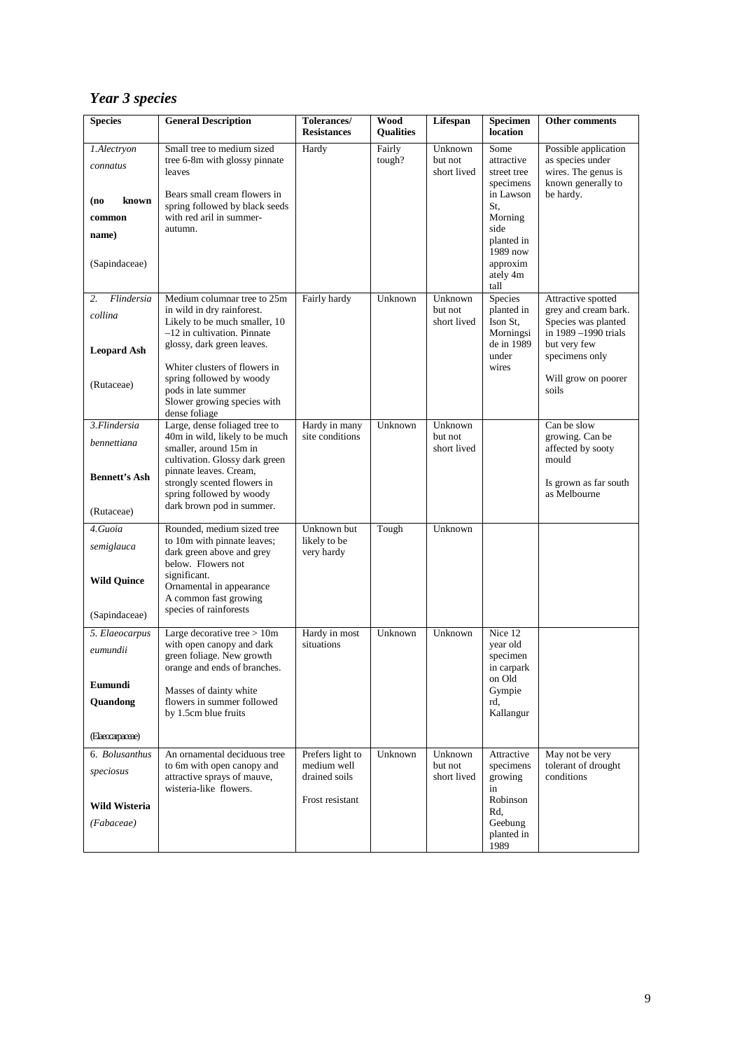## *Year 3 species*

| Species | General Description | Tolerances/ Resistances | Wood Qualities | Lifespan | Specimen location | Other comments |
|---|---|---|---|---|---|---|
| 1.*Alectryon connatus*<br><br>**(no known common name)**<br><br>(Sapindaceae) | Small tree to medium sized tree 6-8m with glossy pinnate leaves<br><br>Bears small cream flowers in spring followed by black seeds with red aril in summer-autumn. | Hardy | Fairly tough? | Unknown but not short lived | Some attractive street tree specimens in Lawson St, Morningside planted in 1989 now approximately 4m tall | Possible application as species under wires. The genus is known generally to be hardy. |
| 2. *Flindersia collina*<br><br>**Leopard Ash**<br><br>(Rutaceae) | Medium columnar tree to 25m in wild in dry rainforest. Likely to be much smaller, 10 –12 in cultivation. Pinnate glossy, dark green leaves.<br><br>Whiter clusters of flowers in spring followed by woody pods in late summer<br>Slower growing species with dense foliage | Fairly hardy | Unknown | Unknown but not short lived | Species planted in Ison St, Morningside in 1989 under wires | Attractive spotted grey and cream bark. Species was planted in 1989 –1990 trials but very few specimens only<br><br>Will grow on poorer soils |
| 3.*Flindersia bennettiana*<br><br>**Bennett's Ash**<br><br>(Rutaceae) | Large, dense foliaged tree to 40m in wild, likely to be much smaller, around 15m in cultivation. Glossy dark green pinnate leaves. Cream, strongly scented flowers in spring followed by woody dark brown pod in summer. | Hardy in many site conditions | Unknown | Unknown but not short lived | | Can be slow growing. Can be affected by sooty mould<br><br>Is grown as far south as Melbourne |
| 4.*Guoia semiglauca*<br><br>**Wild Quince**<br><br>(Sapindaceae) | Rounded, medium sized tree to 10m with pinnate leaves; dark green above and grey below. Flowers not significant.<br>Ornamental in appearance<br>A common fast growing species of rainforests | Unknown but likely to be very hardy | Tough | Unknown | | |
| 5. *Elaeocarpus eumundii*<br><br>**Eumundi Quandong**<br><br>(Elaeocarpaceae) | Large decorative tree > 10m with open canopy and dark green foliage. New growth orange and ends of branches.<br><br>Masses of dainty white flowers in summer followed by 1.5cm blue fruits | Hardy in most situations | Unknown | Unknown | Nice 12 year old specimen in carpark on Old Gympie rd, Kallangur | |
| 6. *Bolusanthus speciosus*<br><br>**Wild Wisteria**<br><br>*(Fabaceae)* | An ornamental deciduous tree to 6m with open canopy and attractive sprays of mauve, wisteria-like flowers. | Prefers light to medium well drained soils<br><br>Frost resistant | Unknown | Unknown but not short lived | Attractive specimens growing in Robinson Rd, Geebung planted in 1989 | May not be very tolerant of drought conditions |